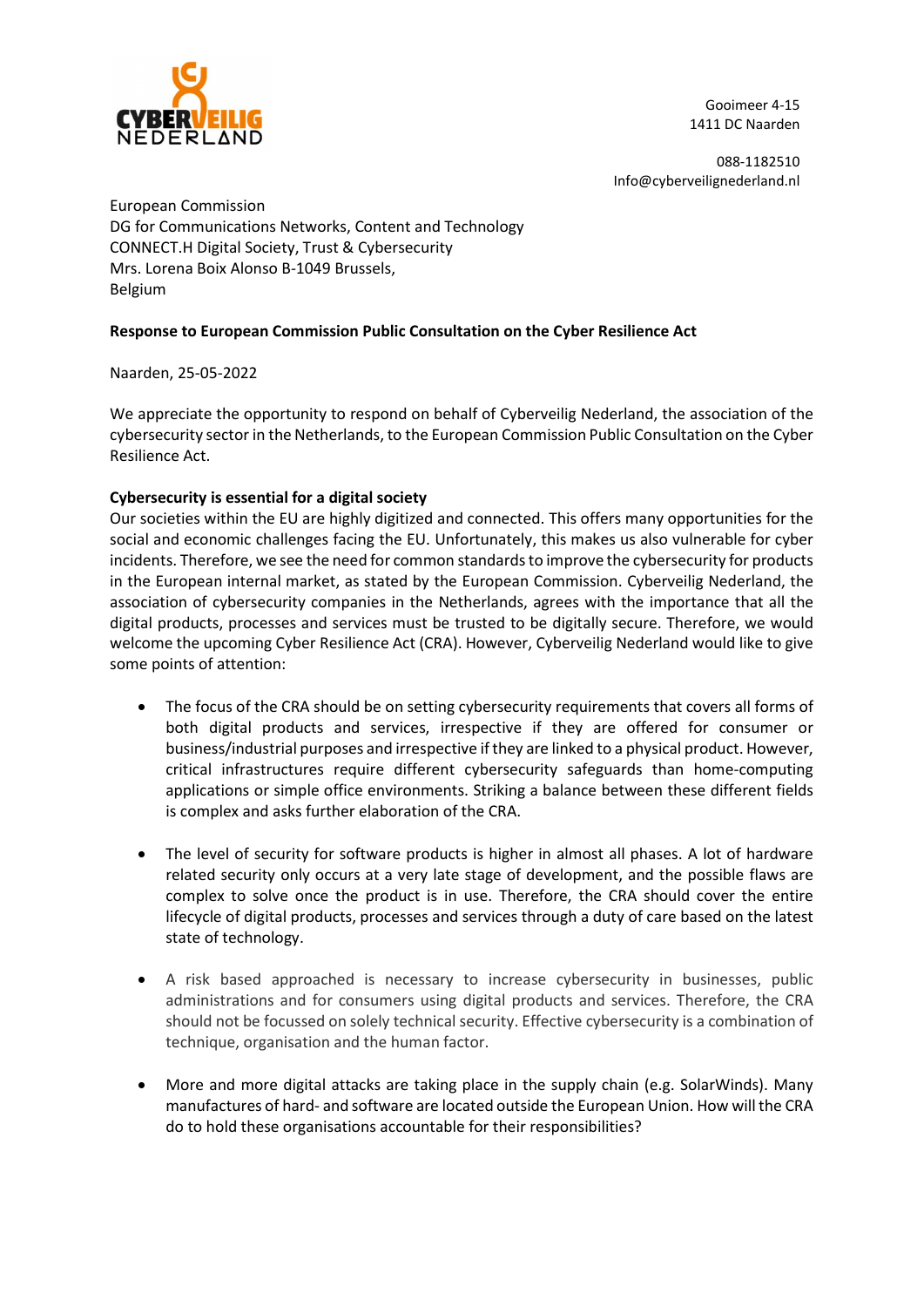Gooimeer 4-15
1411 DC Naarden

088-1182510
Info@cyberveilignederland.nl

European Commission
DG for Communications Networks, Content and Technology
CONNECT.H Digital Society, Trust & Cybersecurity
Mrs. Lorena Boix Alonso B-1049 Brussels,
Belgium

**Response to European Commission Public Consultation on the Cyber Resilience Act**

Naarden, 25-05-2022

We appreciate the opportunity to respond on behalf of Cyberveilig Nederland, the association of the cybersecurity sector in the Netherlands, to the European Commission Public Consultation on the Cyber Resilience Act.

**Cybersecurity is essential for a digital society**

Our societies within the EU are highly digitized and connected. This offers many opportunities for the social and economic challenges facing the EU. Unfortunately, this makes us also vulnerable for cyber incidents. Therefore, we see the need for common standards to improve the cybersecurity for products in the European internal market, as stated by the European Commission. Cyberveilig Nederland, the association of cybersecurity companies in the Netherlands, agrees with the importance that all the digital products, processes and services must be trusted to be digitally secure. Therefore, we would welcome the upcoming Cyber Resilience Act (CRA). However, Cyberveilig Nederland would like to give some points of attention:

- The focus of the CRA should be on setting cybersecurity requirements that covers all forms of both digital products and services, irrespective if they are offered for consumer or business/industrial purposes and irrespective if they are linked to a physical product. However, critical infrastructures require different cybersecurity safeguards than home-computing applications or simple office environments. Striking a balance between these different fields is complex and asks further elaboration of the CRA.

- The level of security for software products is higher in almost all phases. A lot of hardware related security only occurs at a very late stage of development, and the possible flaws are complex to solve once the product is in use. Therefore, the CRA should cover the entire lifecycle of digital products, processes and services through a duty of care based on the latest state of technology.

- A risk based approached is necessary to increase cybersecurity in businesses, public administrations and for consumers using digital products and services. Therefore, the CRA should not be focussed on solely technical security. Effective cybersecurity is a combination of technique, organisation and the human factor.

- More and more digital attacks are taking place in the supply chain (e.g. SolarWinds). Many manufactures of hard- and software are located outside the European Union. How will the CRA do to hold these organisations accountable for their responsibilities?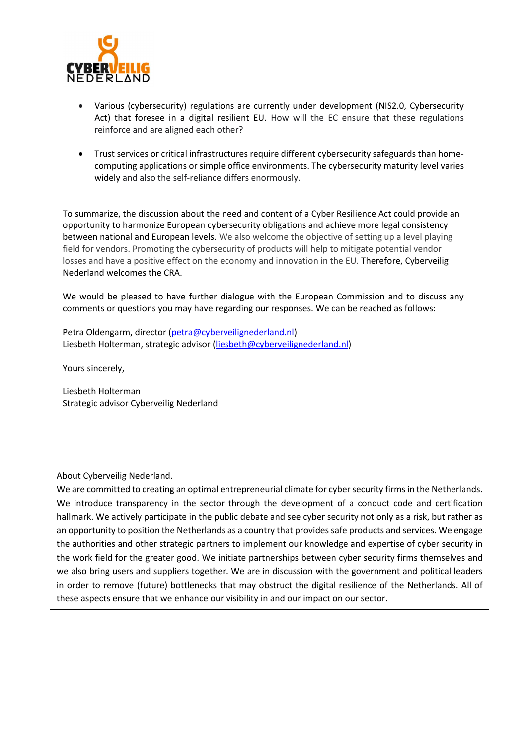- Various (cybersecurity) regulations are currently under development (NIS2.0, Cybersecurity Act) that foresee in a digital resilient EU. How will the EC ensure that these regulations reinforce and are aligned each other?

- Trust services or critical infrastructures require different cybersecurity safeguards than home-computing applications or simple office environments. The cybersecurity maturity level varies widely and also the self-reliance differs enormously.

To summarize, the discussion about the need and content of a Cyber Resilience Act could provide an opportunity to harmonize European cybersecurity obligations and achieve more legal consistency between national and European levels. We also welcome the objective of setting up a level playing field for vendors. Promoting the cybersecurity of products will help to mitigate potential vendor losses and have a positive effect on the economy and innovation in the EU. Therefore, Cyberveilig Nederland welcomes the CRA.

We would be pleased to have further dialogue with the European Commission and to discuss any comments or questions you may have regarding our responses. We can be reached as follows:

Petra Oldengarm, director (petra@cyberveilignederland.nl)
Liesbeth Holterman, strategic advisor (liesbeth@cyberveilignederland.nl)

Yours sincerely,

Liesbeth Holterman
Strategic advisor Cyberveilig Nederland

About Cyberveilig Nederland.
We are committed to creating an optimal entrepreneurial climate for cyber security firms in the Netherlands. We introduce transparency in the sector through the development of a conduct code and certification hallmark. We actively participate in the public debate and see cyber security not only as a risk, but rather as an opportunity to position the Netherlands as a country that provides safe products and services. We engage the authorities and other strategic partners to implement our knowledge and expertise of cyber security in the work field for the greater good. We initiate partnerships between cyber security firms themselves and we also bring users and suppliers together. We are in discussion with the government and political leaders in order to remove (future) bottlenecks that may obstruct the digital resilience of the Netherlands. All of these aspects ensure that we enhance our visibility in and our impact on our sector.